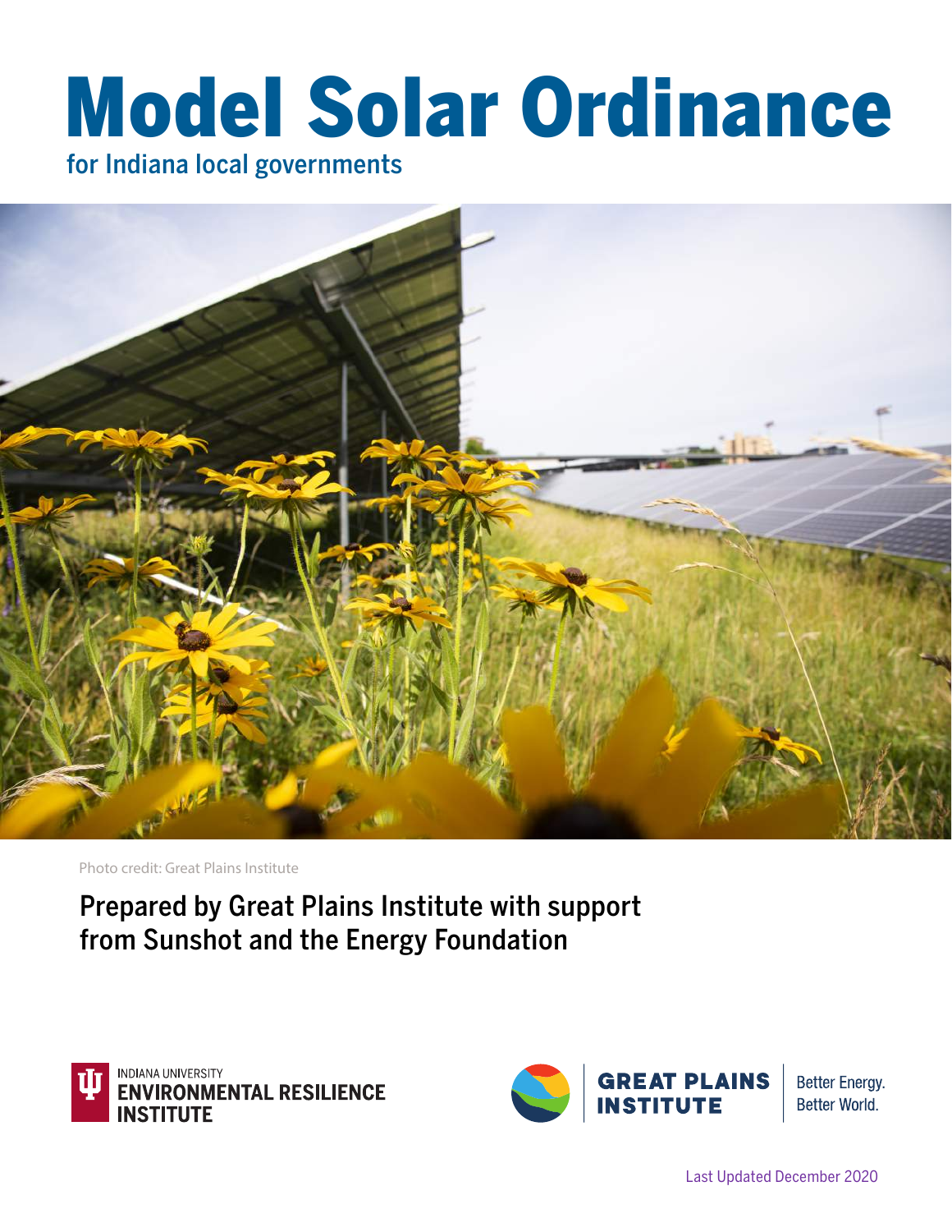# Model Solar Ordinance

## for Indiana local governments

Photo credit: Great Plains Institute

Prepared by Great Plains Institute with support from Sunshot and the Energy Foundation

INDIANA UNIVERSITY ENVIRONMENTAL RESILIENCE INSTITUTE

GREAT PLAINS INSTITUTE — Better Energy. Better World.

Last Updated December 2020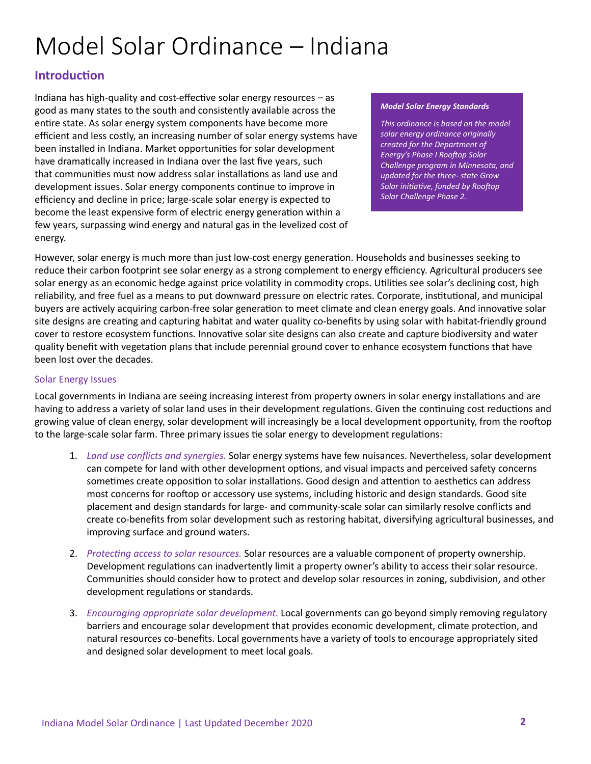# Model Solar Ordinance – Indiana

## Introduction

Indiana has high-quality and cost-effective solar energy resources – as good as many states to the south and consistently available across the entire state. As solar energy system components have become more efficient and less costly, an increasing number of solar energy systems have been installed in Indiana. Market opportunities for solar development have dramatically increased in Indiana over the last five years, such that communities must now address solar installations as land use and development issues. Solar energy components continue to improve in efficiency and decline in price; large-scale solar energy is expected to become the least expensive form of electric energy generation within a few years, surpassing wind energy and natural gas in the levelized cost of energy.

> ***Model Solar Energy Standards***
>
> *This ordinance is based on the model solar energy ordinance originally created for the Department of Energy's Phase I Rooftop Solar Challenge program in Minnesota, and updated for the three- state Grow Solar initiative, funded by Rooftop Solar Challenge Phase 2.*

However, solar energy is much more than just low-cost energy generation. Households and businesses seeking to reduce their carbon footprint see solar energy as a strong complement to energy efficiency. Agricultural producers see solar energy as an economic hedge against price volatility in commodity crops. Utilities see solar's declining cost, high reliability, and free fuel as a means to put downward pressure on electric rates. Corporate, institutional, and municipal buyers are actively acquiring carbon-free solar generation to meet climate and clean energy goals. And innovative solar site designs are creating and capturing habitat and water quality co-benefits by using solar with habitat-friendly ground cover to restore ecosystem functions. Innovative solar site designs can also create and capture biodiversity and water quality benefit with vegetation plans that include perennial ground cover to enhance ecosystem functions that have been lost over the decades.

### Solar Energy Issues

Local governments in Indiana are seeing increasing interest from property owners in solar energy installations and are having to address a variety of solar land uses in their development regulations. Given the continuing cost reductions and growing value of clean energy, solar development will increasingly be a local development opportunity, from the rooftop to the large-scale solar farm. Three primary issues tie solar energy to development regulations:

1. *Land use conflicts and synergies.* Solar energy systems have few nuisances. Nevertheless, solar development can compete for land with other development options, and visual impacts and perceived safety concerns sometimes create opposition to solar installations. Good design and attention to aesthetics can address most concerns for rooftop or accessory use systems, including historic and design standards. Good site placement and design standards for large- and community-scale solar can similarly resolve conflicts and create co-benefits from solar development such as restoring habitat, diversifying agricultural businesses, and improving surface and ground waters.

2. *Protecting access to solar resources.* Solar resources are a valuable component of property ownership. Development regulations can inadvertently limit a property owner's ability to access their solar resource. Communities should consider how to protect and develop solar resources in zoning, subdivision, and other development regulations or standards.

3. *Encouraging appropriate solar development.* Local governments can go beyond simply removing regulatory barriers and encourage solar development that provides economic development, climate protection, and natural resources co-benefits. Local governments have a variety of tools to encourage appropriately sited and designed solar development to meet local goals.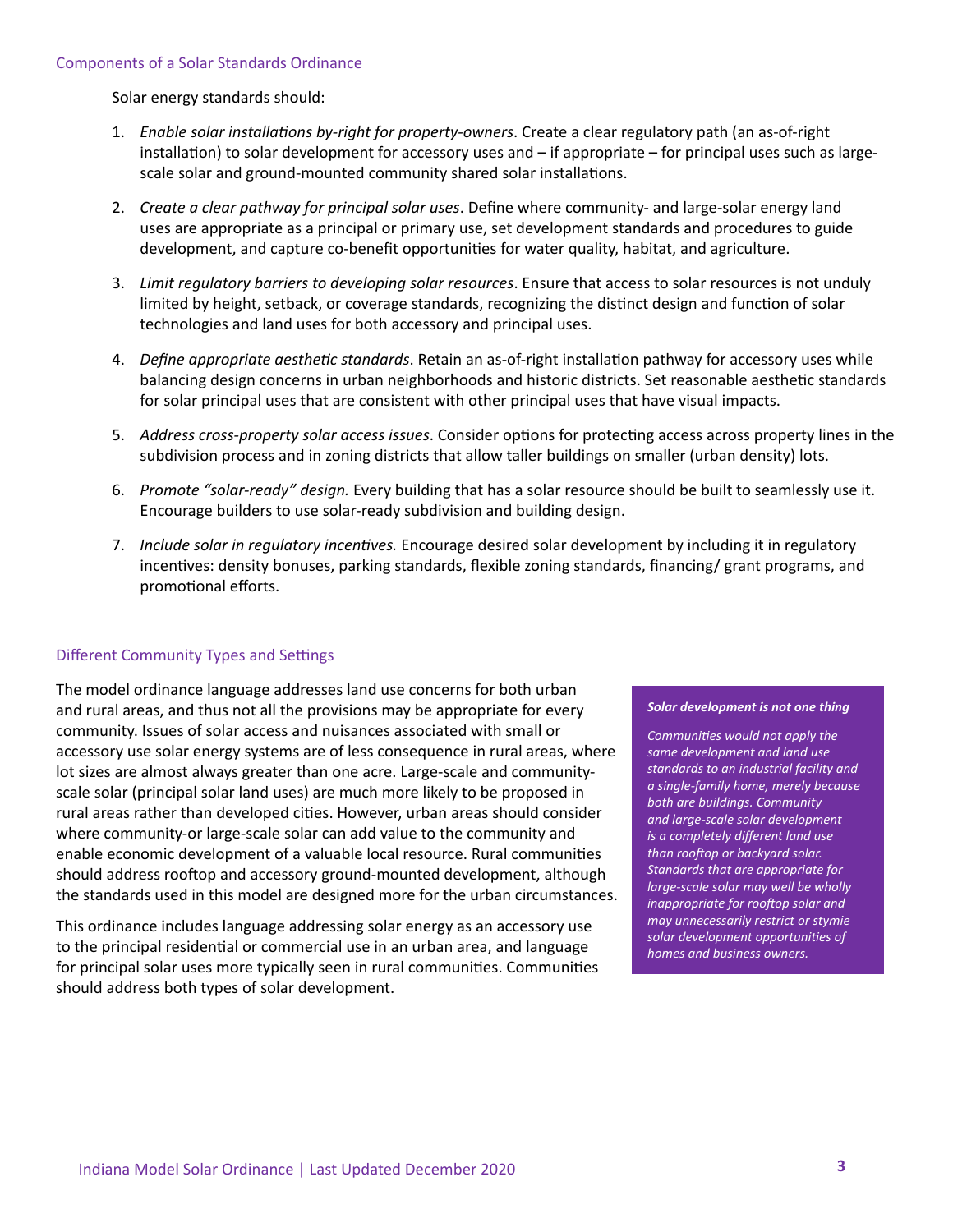## Components of a Solar Standards Ordinance

Solar energy standards should:

1. *Enable solar installations by-right for property-owners*. Create a clear regulatory path (an as-of-right installation) to solar development for accessory uses and – if appropriate – for principal uses such as large-scale solar and ground-mounted community shared solar installations.

2. *Create a clear pathway for principal solar uses*. Define where community- and large-solar energy land uses are appropriate as a principal or primary use, set development standards and procedures to guide development, and capture co-benefit opportunities for water quality, habitat, and agriculture.

3. *Limit regulatory barriers to developing solar resources*. Ensure that access to solar resources is not unduly limited by height, setback, or coverage standards, recognizing the distinct design and function of solar technologies and land uses for both accessory and principal uses.

4. *Define appropriate aesthetic standards*. Retain an as-of-right installation pathway for accessory uses while balancing design concerns in urban neighborhoods and historic districts. Set reasonable aesthetic standards for solar principal uses that are consistent with other principal uses that have visual impacts.

5. *Address cross-property solar access issues*. Consider options for protecting access across property lines in the subdivision process and in zoning districts that allow taller buildings on smaller (urban density) lots.

6. *Promote "solar-ready" design.* Every building that has a solar resource should be built to seamlessly use it. Encourage builders to use solar-ready subdivision and building design.

7. *Include solar in regulatory incentives.* Encourage desired solar development by including it in regulatory incentives: density bonuses, parking standards, flexible zoning standards, financing/ grant programs, and promotional efforts.

## Different Community Types and Settings

The model ordinance language addresses land use concerns for both urban and rural areas, and thus not all the provisions may be appropriate for every community. Issues of solar access and nuisances associated with small or accessory use solar energy systems are of less consequence in rural areas, where lot sizes are almost always greater than one acre. Large-scale and community-scale solar (principal solar land uses) are much more likely to be proposed in rural areas rather than developed cities. However, urban areas should consider where community-or large-scale solar can add value to the community and enable economic development of a valuable local resource. Rural communities should address rooftop and accessory ground-mounted development, although the standards used in this model are designed more for the urban circumstances.

This ordinance includes language addressing solar energy as an accessory use to the principal residential or commercial use in an urban area, and language for principal solar uses more typically seen in rural communities. Communities should address both types of solar development.

> ***Solar development is not one thing***
>
> *Communities would not apply the same development and land use standards to an industrial facility and a single-family home, merely because both are buildings. Community and large-scale solar development is a completely different land use than rooftop or backyard solar. Standards that are appropriate for large-scale solar may well be wholly inappropriate for rooftop solar and may unnecessarily restrict or stymie solar development opportunities of homes and business owners.*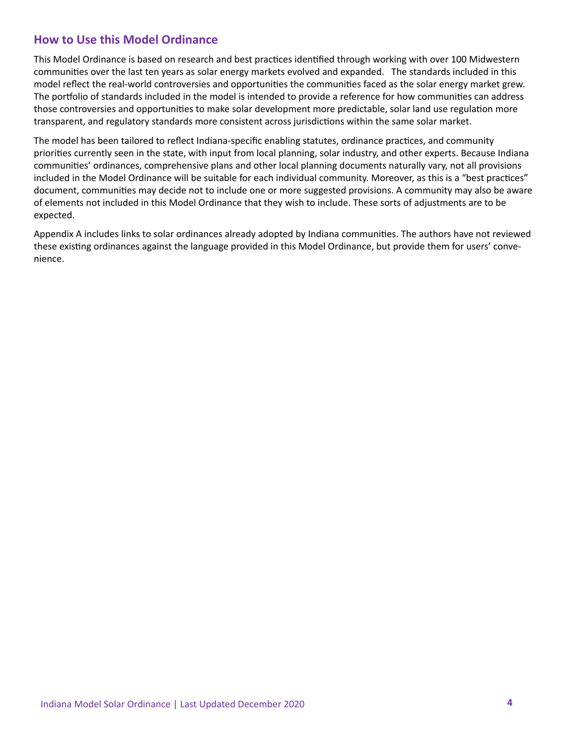## How to Use this Model Ordinance

This Model Ordinance is based on research and best practices identified through working with over 100 Midwestern communities over the last ten years as solar energy markets evolved and expanded. The standards included in this model reflect the real-world controversies and opportunities the communities faced as the solar energy market grew. The portfolio of standards included in the model is intended to provide a reference for how communities can address those controversies and opportunities to make solar development more predictable, solar land use regulation more transparent, and regulatory standards more consistent across jurisdictions within the same solar market.

The model has been tailored to reflect Indiana-specific enabling statutes, ordinance practices, and community priorities currently seen in the state, with input from local planning, solar industry, and other experts. Because Indiana communities' ordinances, comprehensive plans and other local planning documents naturally vary, not all provisions included in the Model Ordinance will be suitable for each individual community. Moreover, as this is a "best practices" document, communities may decide not to include one or more suggested provisions. A community may also be aware of elements not included in this Model Ordinance that they wish to include. These sorts of adjustments are to be expected.

Appendix A includes links to solar ordinances already adopted by Indiana communities. The authors have not reviewed these existing ordinances against the language provided in this Model Ordinance, but provide them for users' convenience.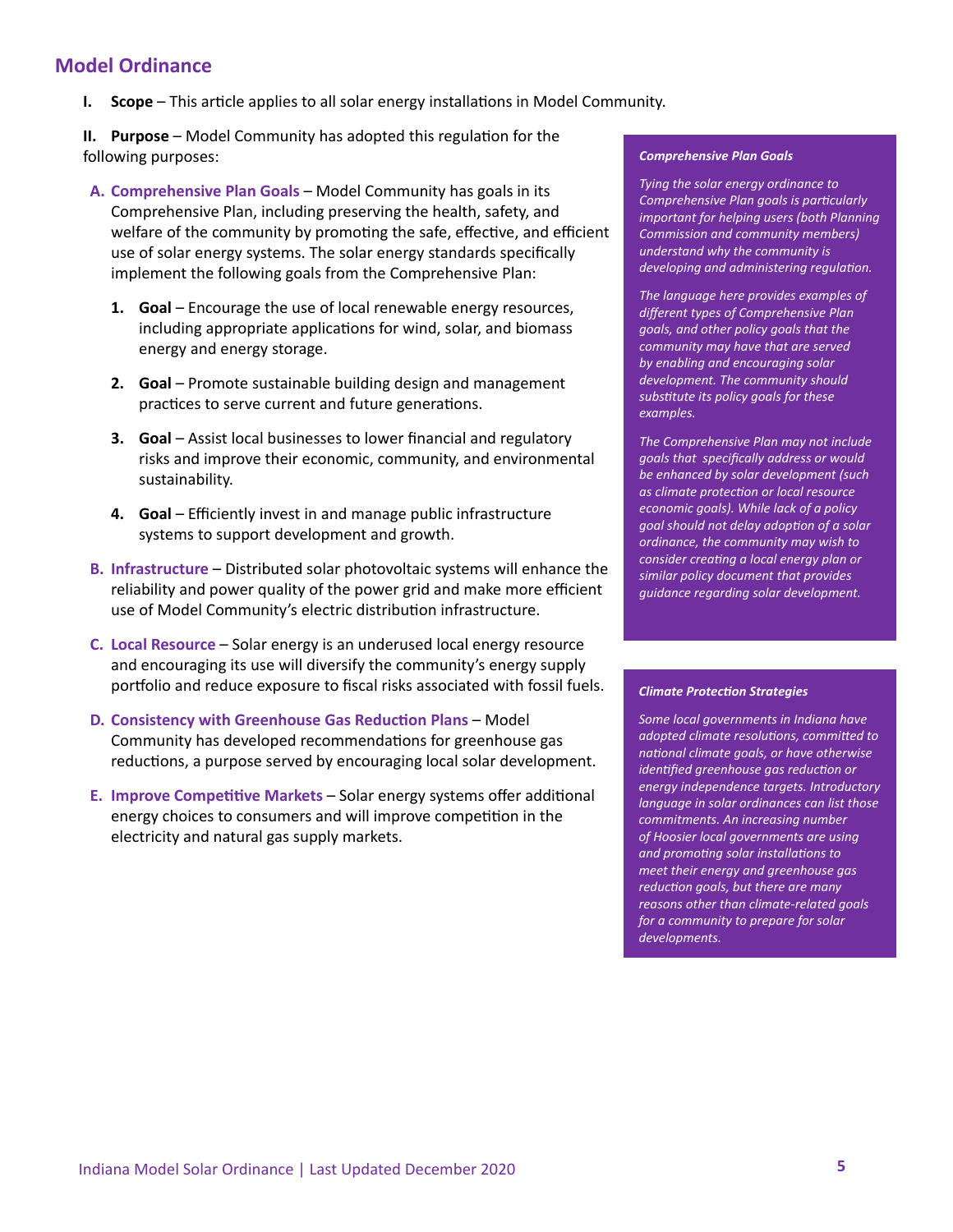## Model Ordinance

**I. Scope** – This article applies to all solar energy installations in Model Community.

**II. Purpose** – Model Community has adopted this regulation for the following purposes:

**A. Comprehensive Plan Goals** – Model Community has goals in its Comprehensive Plan, including preserving the health, safety, and welfare of the community by promoting the safe, effective, and efficient use of solar energy systems. The solar energy standards specifically implement the following goals from the Comprehensive Plan:

1. **Goal** – Encourage the use of local renewable energy resources, including appropriate applications for wind, solar, and biomass energy and energy storage.
2. **Goal** – Promote sustainable building design and management practices to serve current and future generations.
3. **Goal** – Assist local businesses to lower financial and regulatory risks and improve their economic, community, and environmental sustainability.
4. **Goal** – Efficiently invest in and manage public infrastructure systems to support development and growth.

**B. Infrastructure** – Distributed solar photovoltaic systems will enhance the reliability and power quality of the power grid and make more efficient use of Model Community's electric distribution infrastructure.

**C. Local Resource** – Solar energy is an underused local energy resource and encouraging its use will diversify the community's energy supply portfolio and reduce exposure to fiscal risks associated with fossil fuels.

**D. Consistency with Greenhouse Gas Reduction Plans** – Model Community has developed recommendations for greenhouse gas reductions, a purpose served by encouraging local solar development.

**E. Improve Competitive Markets** – Solar energy systems offer additional energy choices to consumers and will improve competition in the electricity and natural gas supply markets.

> ***Comprehensive Plan Goals***
>
> *Tying the solar energy ordinance to Comprehensive Plan goals is particularly important for helping users (both Planning Commission and community members) understand why the community is developing and administering regulation.*
>
> *The language here provides examples of different types of Comprehensive Plan goals, and other policy goals that the community may have that are served by enabling and encouraging solar development. The community should substitute its policy goals for these examples.*
>
> *The Comprehensive Plan may not include goals that specifically address or would be enhanced by solar development (such as climate protection or local resource economic goals). While lack of a policy goal should not delay adoption of a solar ordinance, the community may wish to consider creating a local energy plan or similar policy document that provides guidance regarding solar development.*

> ***Climate Protection Strategies***
>
> *Some local governments in Indiana have adopted climate resolutions, committed to national climate goals, or have otherwise identified greenhouse gas reduction or energy independence targets. Introductory language in solar ordinances can list those commitments. An increasing number of Hoosier local governments are using and promoting solar installations to meet their energy and greenhouse gas reduction goals, but there are many reasons other than climate-related goals for a community to prepare for solar developments.*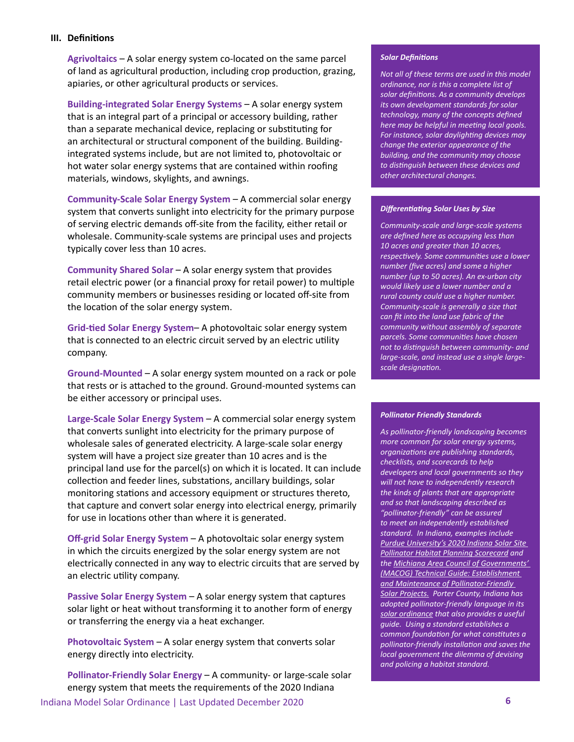### III. Definitions

**Agrivoltaics** – A solar energy system co-located on the same parcel of land as agricultural production, including crop production, grazing, apiaries, or other agricultural products or services.

**Building-integrated Solar Energy Systems** – A solar energy system that is an integral part of a principal or accessory building, rather than a separate mechanical device, replacing or substituting for an architectural or structural component of the building. Building-integrated systems include, but are not limited to, photovoltaic or hot water solar energy systems that are contained within roofing materials, windows, skylights, and awnings.

**Community-Scale Solar Energy System** – A commercial solar energy system that converts sunlight into electricity for the primary purpose of serving electric demands off-site from the facility, either retail or wholesale. Community-scale systems are principal uses and projects typically cover less than 10 acres.

**Community Shared Solar** – A solar energy system that provides retail electric power (or a financial proxy for retail power) to multiple community members or businesses residing or located off-site from the location of the solar energy system.

**Grid-tied Solar Energy System**– A photovoltaic solar energy system that is connected to an electric circuit served by an electric utility company.

**Ground-Mounted** – A solar energy system mounted on a rack or pole that rests or is attached to the ground. Ground-mounted systems can be either accessory or principal uses.

**Large-Scale Solar Energy System** – A commercial solar energy system that converts sunlight into electricity for the primary purpose of wholesale sales of generated electricity. A large-scale solar energy system will have a project size greater than 10 acres and is the principal land use for the parcel(s) on which it is located. It can include collection and feeder lines, substations, ancillary buildings, solar monitoring stations and accessory equipment or structures thereto, that capture and convert solar energy into electrical energy, primarily for use in locations other than where it is generated.

**Off-grid Solar Energy System** – A photovoltaic solar energy system in which the circuits energized by the solar energy system are not electrically connected in any way to electric circuits that are served by an electric utility company.

**Passive Solar Energy System** – A solar energy system that captures solar light or heat without transforming it to another form of energy or transferring the energy via a heat exchanger.

**Photovoltaic System** – A solar energy system that converts solar energy directly into electricity.

**Pollinator-Friendly Solar Energy** – A community- or large-scale solar energy system that meets the requirements of the 2020 Indiana

***Solar Definitions***

*Not all of these terms are used in this model ordinance, nor is this a complete list of solar definitions. As a community develops its own development standards for solar technology, many of the concepts defined here may be helpful in meeting local goals. For instance, solar daylighting devices may change the exterior appearance of the building, and the community may choose to distinguish between these devices and other architectural changes.*

***Differentiating Solar Uses by Size***

*Community-scale and large-scale systems are defined here as occupying less than 10 acres and greater than 10 acres, respectively. Some communities use a lower number (five acres) and some a higher number (up to 50 acres). An ex-urban city would likely use a lower number and a rural county could use a higher number. Community-scale is generally a size that can fit into the land use fabric of the community without assembly of separate parcels. Some communities have chosen not to distinguish between community- and large-scale, and instead use a single large-scale designation.*

***Pollinator Friendly Standards***

*As pollinator-friendly landscaping becomes more common for solar energy systems, organizations are publishing standards, checklists, and scorecards to help developers and local governments so they will not have to independently research the kinds of plants that are appropriate and so that landscaping described as "pollinator-friendly" can be assured to meet an independently established standard. In Indiana, examples include Purdue University's 2020 Indiana Solar Site Pollinator Habitat Planning Scorecard and the Michiana Area Council of Governments' (MACOG) Technical Guide: Establishment and Maintenance of Pollinator-Friendly Solar Projects. Porter County, Indiana has adopted pollinator-friendly language in its solar ordinance that also provides a useful guide. Using a standard establishes a common foundation for what constitutes a pollinator-friendly installation and saves the local government the dilemma of devising and policing a habitat standard.*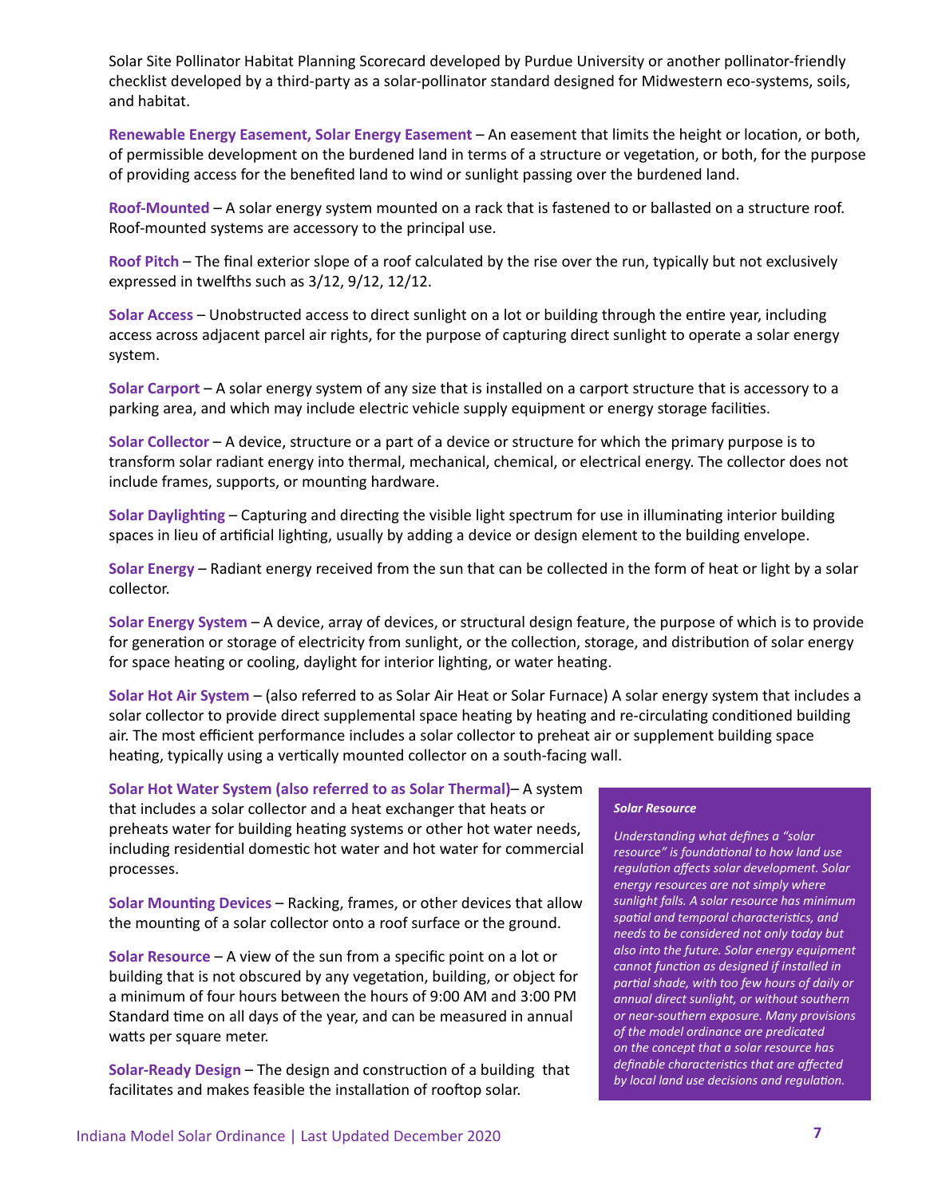Solar Site Pollinator Habitat Planning Scorecard developed by Purdue University or another pollinator-friendly checklist developed by a third-party as a solar-pollinator standard designed for Midwestern eco-systems, soils, and habitat.

**Renewable Energy Easement, Solar Energy Easement** – An easement that limits the height or location, or both, of permissible development on the burdened land in terms of a structure or vegetation, or both, for the purpose of providing access for the benefited land to wind or sunlight passing over the burdened land.

**Roof-Mounted** – A solar energy system mounted on a rack that is fastened to or ballasted on a structure roof. Roof-mounted systems are accessory to the principal use.

**Roof Pitch** – The final exterior slope of a roof calculated by the rise over the run, typically but not exclusively expressed in twelfths such as 3/12, 9/12, 12/12.

**Solar Access** – Unobstructed access to direct sunlight on a lot or building through the entire year, including access across adjacent parcel air rights, for the purpose of capturing direct sunlight to operate a solar energy system.

**Solar Carport** – A solar energy system of any size that is installed on a carport structure that is accessory to a parking area, and which may include electric vehicle supply equipment or energy storage facilities.

**Solar Collector** – A device, structure or a part of a device or structure for which the primary purpose is to transform solar radiant energy into thermal, mechanical, chemical, or electrical energy. The collector does not include frames, supports, or mounting hardware.

**Solar Daylighting** – Capturing and directing the visible light spectrum for use in illuminating interior building spaces in lieu of artificial lighting, usually by adding a device or design element to the building envelope.

**Solar Energy** – Radiant energy received from the sun that can be collected in the form of heat or light by a solar collector.

**Solar Energy System** – A device, array of devices, or structural design feature, the purpose of which is to provide for generation or storage of electricity from sunlight, or the collection, storage, and distribution of solar energy for space heating or cooling, daylight for interior lighting, or water heating.

**Solar Hot Air System** – (also referred to as Solar Air Heat or Solar Furnace) A solar energy system that includes a solar collector to provide direct supplemental space heating by heating and re-circulating conditioned building air. The most efficient performance includes a solar collector to preheat air or supplement building space heating, typically using a vertically mounted collector on a south-facing wall.

**Solar Hot Water System (also referred to as Solar Thermal)**– A system that includes a solar collector and a heat exchanger that heats or preheats water for building heating systems or other hot water needs, including residential domestic hot water and hot water for commercial processes.

**Solar Mounting Devices** – Racking, frames, or other devices that allow the mounting of a solar collector onto a roof surface or the ground.

**Solar Resource** – A view of the sun from a specific point on a lot or building that is not obscured by any vegetation, building, or object for a minimum of four hours between the hours of 9:00 AM and 3:00 PM Standard time on all days of the year, and can be measured in annual watts per square meter.

**Solar-Ready Design** – The design and construction of a building that facilitates and makes feasible the installation of rooftop solar.

> ***Solar Resource***
>
> *Understanding what defines a "solar resource" is foundational to how land use regulation affects solar development. Solar energy resources are not simply where sunlight falls. A solar resource has minimum spatial and temporal characteristics, and needs to be considered not only today but also into the future. Solar energy equipment cannot function as designed if installed in partial shade, with too few hours of daily or annual direct sunlight, or without southern or near-southern exposure. Many provisions of the model ordinance are predicated on the concept that a solar resource has definable characteristics that are affected by local land use decisions and regulation.*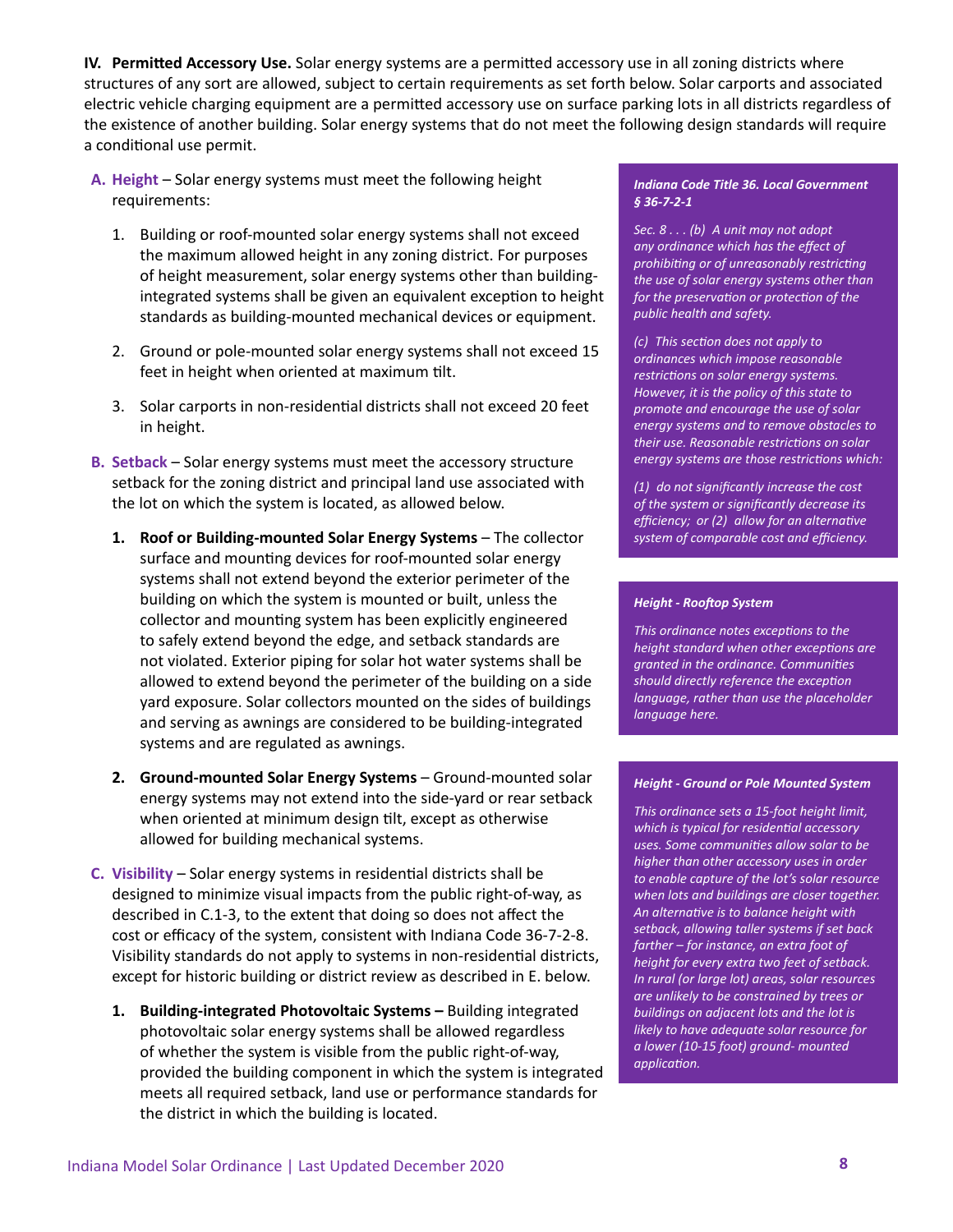**IV. Permitted Accessory Use.** Solar energy systems are a permitted accessory use in all zoning districts where structures of any sort are allowed, subject to certain requirements as set forth below. Solar carports and associated electric vehicle charging equipment are a permitted accessory use on surface parking lots in all districts regardless of the existence of another building. Solar energy systems that do not meet the following design standards will require a conditional use permit.

**A. Height** – Solar energy systems must meet the following height requirements:

1. Building or roof-mounted solar energy systems shall not exceed the maximum allowed height in any zoning district. For purposes of height measurement, solar energy systems other than building-integrated systems shall be given an equivalent exception to height standards as building-mounted mechanical devices or equipment.

2. Ground or pole-mounted solar energy systems shall not exceed 15 feet in height when oriented at maximum tilt.

3. Solar carports in non-residential districts shall not exceed 20 feet in height.

**B. Setback** – Solar energy systems must meet the accessory structure setback for the zoning district and principal land use associated with the lot on which the system is located, as allowed below.

1. **Roof or Building-mounted Solar Energy Systems** – The collector surface and mounting devices for roof-mounted solar energy systems shall not extend beyond the exterior perimeter of the building on which the system is mounted or built, unless the collector and mounting system has been explicitly engineered to safely extend beyond the edge, and setback standards are not violated. Exterior piping for solar hot water systems shall be allowed to extend beyond the perimeter of the building on a side yard exposure. Solar collectors mounted on the sides of buildings and serving as awnings are considered to be building-integrated systems and are regulated as awnings.

2. **Ground-mounted Solar Energy Systems** – Ground-mounted solar energy systems may not extend into the side-yard or rear setback when oriented at minimum design tilt, except as otherwise allowed for building mechanical systems.

**C. Visibility** – Solar energy systems in residential districts shall be designed to minimize visual impacts from the public right-of-way, as described in C.1-3, to the extent that doing so does not affect the cost or efficacy of the system, consistent with Indiana Code 36-7-2-8. Visibility standards do not apply to systems in non-residential districts, except for historic building or district review as described in E. below.

1. **Building-integrated Photovoltaic Systems –** Building integrated photovoltaic solar energy systems shall be allowed regardless of whether the system is visible from the public right-of-way, provided the building component in which the system is integrated meets all required setback, land use or performance standards for the district in which the building is located.

> ***Indiana Code Title 36. Local Government § 36-7-2-1***
>
> *Sec. 8 . . . (b) A unit may not adopt any ordinance which has the effect of prohibiting or of unreasonably restricting the use of solar energy systems other than for the preservation or protection of the public health and safety.*
>
> *(c) This section does not apply to ordinances which impose reasonable restrictions on solar energy systems. However, it is the policy of this state to promote and encourage the use of solar energy systems and to remove obstacles to their use. Reasonable restrictions on solar energy systems are those restrictions which:*
>
> *(1) do not significantly increase the cost of the system or significantly decrease its efficiency; or (2) allow for an alternative system of comparable cost and efficiency.*

> ***Height - Rooftop System***
>
> *This ordinance notes exceptions to the height standard when other exceptions are granted in the ordinance. Communities should directly reference the exception language, rather than use the placeholder language here.*

> ***Height - Ground or Pole Mounted System***
>
> *This ordinance sets a 15-foot height limit, which is typical for residential accessory uses. Some communities allow solar to be higher than other accessory uses in order to enable capture of the lot's solar resource when lots and buildings are closer together. An alternative is to balance height with setback, allowing taller systems if set back farther – for instance, an extra foot of height for every extra two feet of setback. In rural (or large lot) areas, solar resources are unlikely to be constrained by trees or buildings on adjacent lots and the lot is likely to have adequate solar resource for a lower (10-15 foot) ground- mounted application.*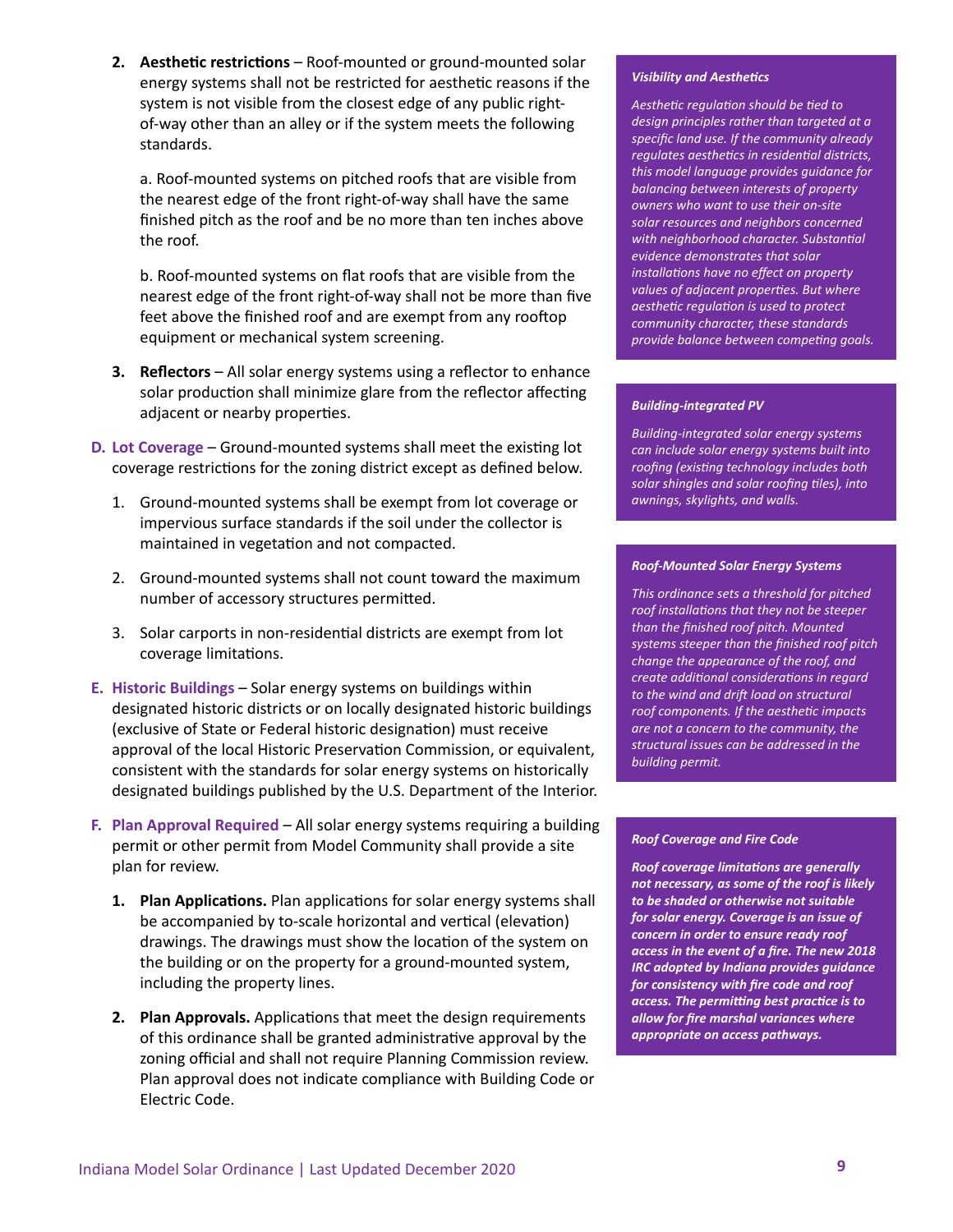2. **Aesthetic restrictions** – Roof-mounted or ground-mounted solar energy systems shall not be restricted for aesthetic reasons if the system is not visible from the closest edge of any public right-of-way other than an alley or if the system meets the following standards.

   a. Roof-mounted systems on pitched roofs that are visible from the nearest edge of the front right-of-way shall have the same finished pitch as the roof and be no more than ten inches above the roof.

   b. Roof-mounted systems on flat roofs that are visible from the nearest edge of the front right-of-way shall not be more than five feet above the finished roof and are exempt from any rooftop equipment or mechanical system screening.

3. **Reflectors** – All solar energy systems using a reflector to enhance solar production shall minimize glare from the reflector affecting adjacent or nearby properties.

**D. Lot Coverage** – Ground-mounted systems shall meet the existing lot coverage restrictions for the zoning district except as defined below.

1. Ground-mounted systems shall be exempt from lot coverage or impervious surface standards if the soil under the collector is maintained in vegetation and not compacted.
2. Ground-mounted systems shall not count toward the maximum number of accessory structures permitted.
3. Solar carports in non-residential districts are exempt from lot coverage limitations.

**E. Historic Buildings** – Solar energy systems on buildings within designated historic districts or on locally designated historic buildings (exclusive of State or Federal historic designation) must receive approval of the local Historic Preservation Commission, or equivalent, consistent with the standards for solar energy systems on historically designated buildings published by the U.S. Department of the Interior.

**F. Plan Approval Required** – All solar energy systems requiring a building permit or other permit from Model Community shall provide a site plan for review.

1. **Plan Applications.** Plan applications for solar energy systems shall be accompanied by to-scale horizontal and vertical (elevation) drawings. The drawings must show the location of the system on the building or on the property for a ground-mounted system, including the property lines.
2. **Plan Approvals.** Applications that meet the design requirements of this ordinance shall be granted administrative approval by the zoning official and shall not require Planning Commission review. Plan approval does not indicate compliance with Building Code or Electric Code.

***Visibility and Aesthetics***

*Aesthetic regulation should be tied to design principles rather than targeted at a specific land use. If the community already regulates aesthetics in residential districts, this model language provides guidance for balancing between interests of property owners who want to use their on-site solar resources and neighbors concerned with neighborhood character. Substantial evidence demonstrates that solar installations have no effect on property values of adjacent properties. But where aesthetic regulation is used to protect community character, these standards provide balance between competing goals.*

***Building-integrated PV***

*Building-integrated solar energy systems can include solar energy systems built into roofing (existing technology includes both solar shingles and solar roofing tiles), into awnings, skylights, and walls.*

***Roof-Mounted Solar Energy Systems***

*This ordinance sets a threshold for pitched roof installations that they not be steeper than the finished roof pitch. Mounted systems steeper than the finished roof pitch change the appearance of the roof, and create additional considerations in regard to the wind and drift load on structural roof components. If the aesthetic impacts are not a concern to the community, the structural issues can be addressed in the building permit.*

***Roof Coverage and Fire Code***

***Roof coverage limitations are generally not necessary, as some of the roof is likely to be shaded or otherwise not suitable for solar energy. Coverage is an issue of concern in order to ensure ready roof access in the event of a fire. The new 2018 IRC adopted by Indiana provides guidance for consistency with fire code and roof access. The permitting best practice is to allow for fire marshal variances where appropriate on access pathways.***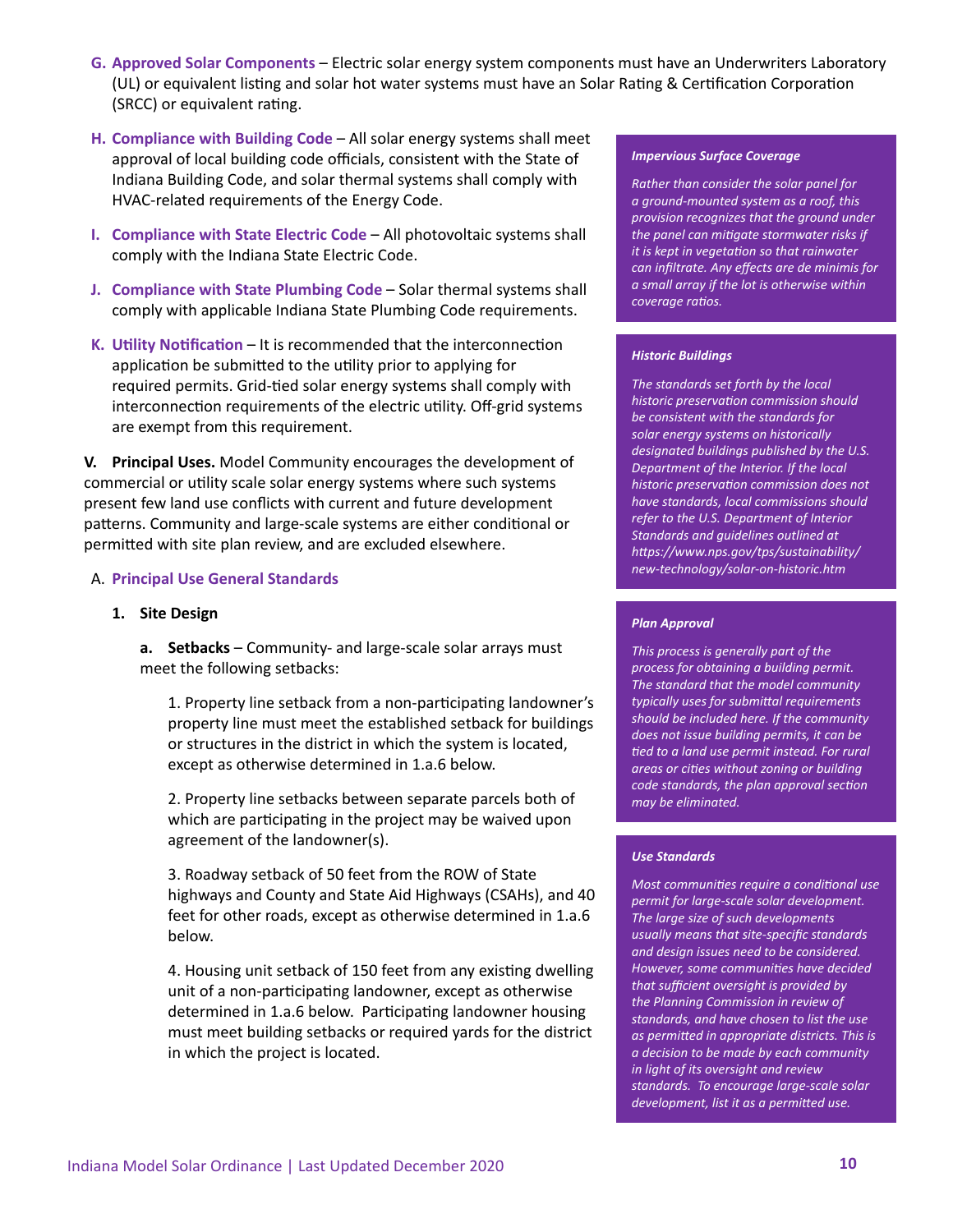G. **Approved Solar Components** – Electric solar energy system components must have an Underwriters Laboratory (UL) or equivalent listing and solar hot water systems must have an Solar Rating & Certification Corporation (SRCC) or equivalent rating.

H. **Compliance with Building Code** – All solar energy systems shall meet approval of local building code officials, consistent with the State of Indiana Building Code, and solar thermal systems shall comply with HVAC-related requirements of the Energy Code.

I. **Compliance with State Electric Code** – All photovoltaic systems shall comply with the Indiana State Electric Code.

J. **Compliance with State Plumbing Code** – Solar thermal systems shall comply with applicable Indiana State Plumbing Code requirements.

K. **Utility Notification** – It is recommended that the interconnection application be submitted to the utility prior to applying for required permits. Grid-tied solar energy systems shall comply with interconnection requirements of the electric utility. Off-grid systems are exempt from this requirement.

**V. Principal Uses.** Model Community encourages the development of commercial or utility scale solar energy systems where such systems present few land use conflicts with current and future development patterns. Community and large-scale systems are either conditional or permitted with site plan review, and are excluded elsewhere.

A. **Principal Use General Standards**

**1. Site Design**

**a. Setbacks** – Community- and large-scale solar arrays must meet the following setbacks:

1. Property line setback from a non-participating landowner's property line must meet the established setback for buildings or structures in the district in which the system is located, except as otherwise determined in 1.a.6 below.

2. Property line setbacks between separate parcels both of which are participating in the project may be waived upon agreement of the landowner(s).

3. Roadway setback of 50 feet from the ROW of State highways and County and State Aid Highways (CSAHs), and 40 feet for other roads, except as otherwise determined in 1.a.6 below.

4. Housing unit setback of 150 feet from any existing dwelling unit of a non-participating landowner, except as otherwise determined in 1.a.6 below. Participating landowner housing must meet building setbacks or required yards for the district in which the project is located.

***Impervious Surface Coverage***

*Rather than consider the solar panel for a ground-mounted system as a roof, this provision recognizes that the ground under the panel can mitigate stormwater risks if it is kept in vegetation so that rainwater can infiltrate. Any effects are de minimis for a small array if the lot is otherwise within coverage ratios.*

***Historic Buildings***

*The standards set forth by the local historic preservation commission should be consistent with the standards for solar energy systems on historically designated buildings published by the U.S. Department of the Interior. If the local historic preservation commission does not have standards, local commissions should refer to the U.S. Department of Interior Standards and guidelines outlined at https://www.nps.gov/tps/sustainability/new-technology/solar-on-historic.htm*

***Plan Approval***

*This process is generally part of the process for obtaining a building permit. The standard that the model community typically uses for submittal requirements should be included here. If the community does not issue building permits, it can be tied to a land use permit instead. For rural areas or cities without zoning or building code standards, the plan approval section may be eliminated.*

***Use Standards***

*Most communities require a conditional use permit for large-scale solar development. The large size of such developments usually means that site-specific standards and design issues need to be considered. However, some communities have decided that sufficient oversight is provided by the Planning Commission in review of standards, and have chosen to list the use as permitted in appropriate districts. This is a decision to be made by each community in light of its oversight and review standards. To encourage large-scale solar development, list it as a permitted use.*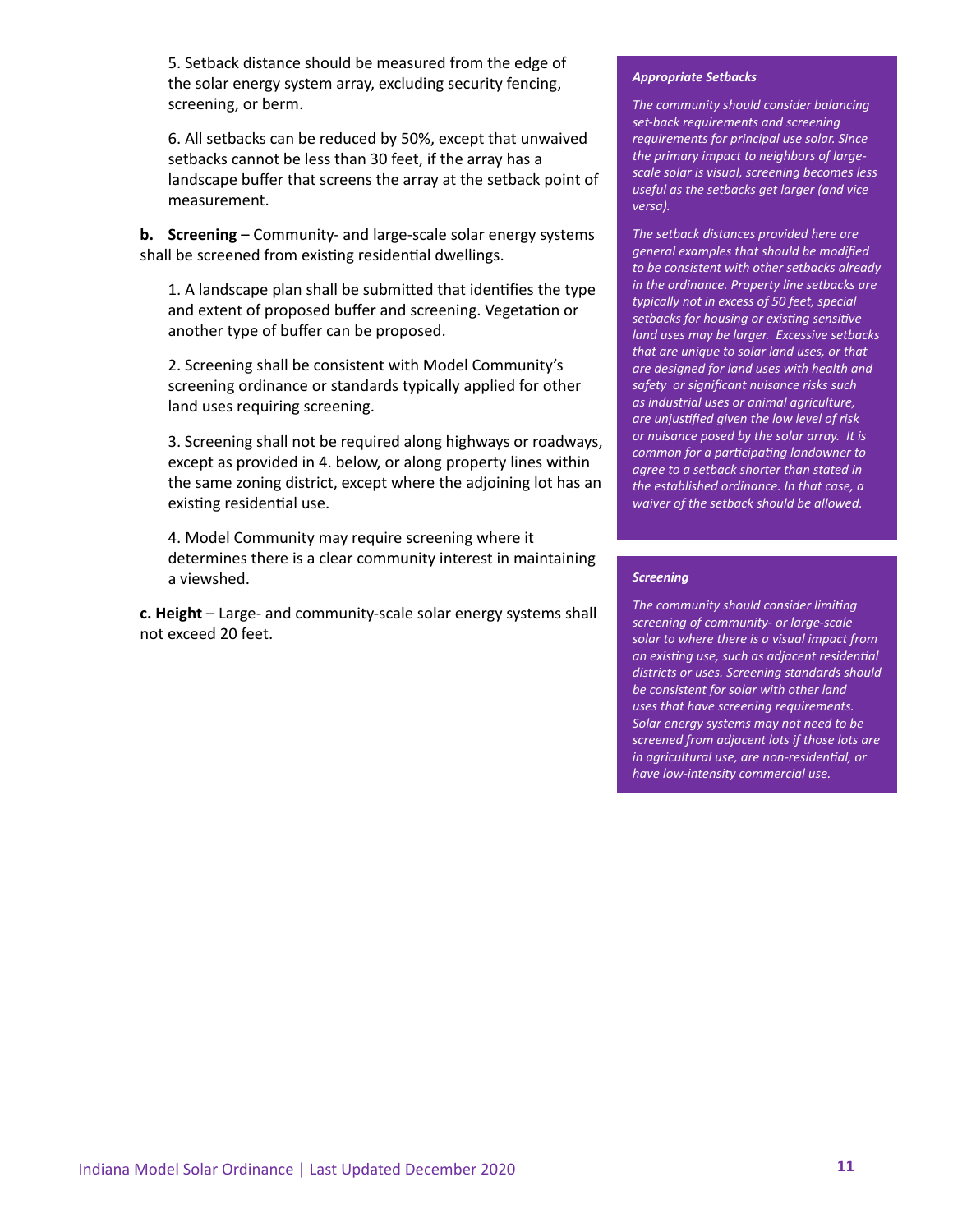5. Setback distance should be measured from the edge of the solar energy system array, excluding security fencing, screening, or berm.

6. All setbacks can be reduced by 50%, except that unwaived setbacks cannot be less than 30 feet, if the array has a landscape buffer that screens the array at the setback point of measurement.

**b. Screening** – Community- and large-scale solar energy systems shall be screened from existing residential dwellings.

1. A landscape plan shall be submitted that identifies the type and extent of proposed buffer and screening. Vegetation or another type of buffer can be proposed.

2. Screening shall be consistent with Model Community's screening ordinance or standards typically applied for other land uses requiring screening.

3. Screening shall not be required along highways or roadways, except as provided in 4. below, or along property lines within the same zoning district, except where the adjoining lot has an existing residential use.

4. Model Community may require screening where it determines there is a clear community interest in maintaining a viewshed.

**c. Height** – Large- and community-scale solar energy systems shall not exceed 20 feet.

***Appropriate Setbacks***

*The community should consider balancing set-back requirements and screening requirements for principal use solar. Since the primary impact to neighbors of large-scale solar is visual, screening becomes less useful as the setbacks get larger (and vice versa).*

*The setback distances provided here are general examples that should be modified to be consistent with other setbacks already in the ordinance. Property line setbacks are typically not in excess of 50 feet, special setbacks for housing or existing sensitive land uses may be larger. Excessive setbacks that are unique to solar land uses, or that are designed for land uses with health and safety or significant nuisance risks such as industrial uses or animal agriculture, are unjustified given the low level of risk or nuisance posed by the solar array. It is common for a participating landowner to agree to a setback shorter than stated in the established ordinance. In that case, a waiver of the setback should be allowed.*

***Screening***

*The community should consider limiting screening of community- or large-scale solar to where there is a visual impact from an existing use, such as adjacent residential districts or uses. Screening standards should be consistent for solar with other land uses that have screening requirements. Solar energy systems may not need to be screened from adjacent lots if those lots are in agricultural use, are non-residential, or have low-intensity commercial use.*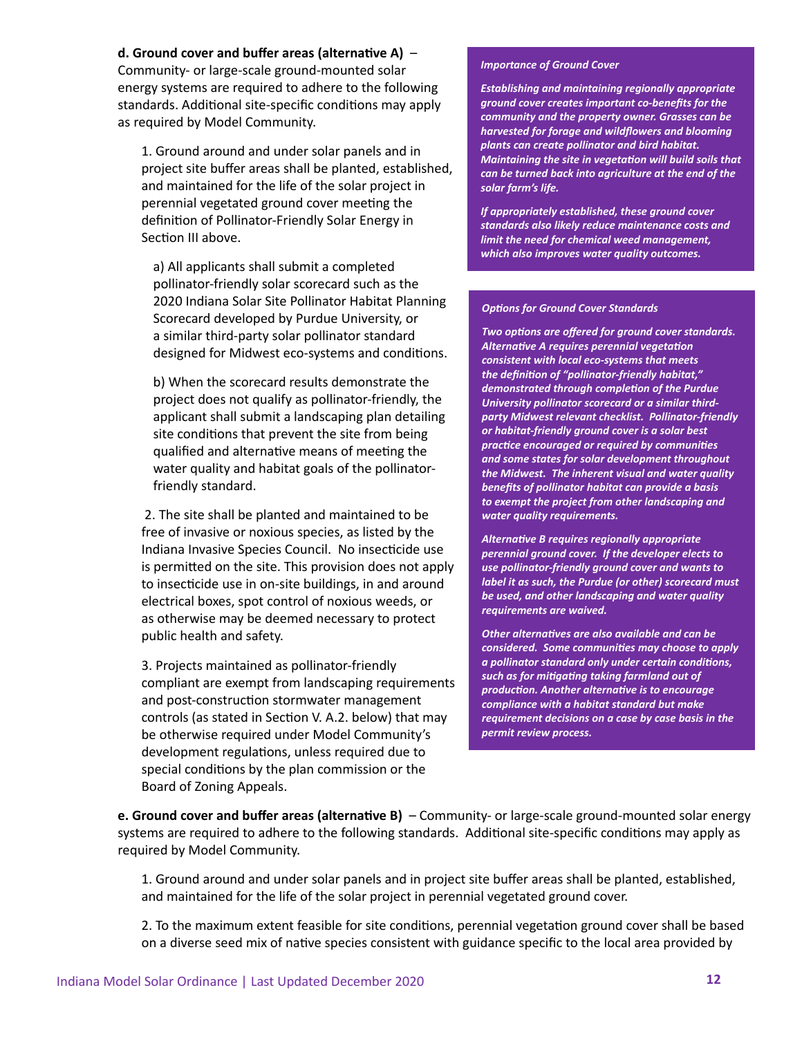**d. Ground cover and buffer areas (alternative A)** – Community- or large-scale ground-mounted solar energy systems are required to adhere to the following standards. Additional site-specific conditions may apply as required by Model Community.

1. Ground around and under solar panels and in project site buffer areas shall be planted, established, and maintained for the life of the solar project in perennial vegetated ground cover meeting the definition of Pollinator-Friendly Solar Energy in Section III above.

   a) All applicants shall submit a completed pollinator-friendly solar scorecard such as the 2020 Indiana Solar Site Pollinator Habitat Planning Scorecard developed by Purdue University, or a similar third-party solar pollinator standard designed for Midwest eco-systems and conditions.

   b) When the scorecard results demonstrate the project does not qualify as pollinator-friendly, the applicant shall submit a landscaping plan detailing site conditions that prevent the site from being qualified and alternative means of meeting the water quality and habitat goals of the pollinator-friendly standard.

2. The site shall be planted and maintained to be free of invasive or noxious species, as listed by the Indiana Invasive Species Council. No insecticide use is permitted on the site. This provision does not apply to insecticide use in on-site buildings, in and around electrical boxes, spot control of noxious weeds, or as otherwise may be deemed necessary to protect public health and safety.

3. Projects maintained as pollinator-friendly compliant are exempt from landscaping requirements and post-construction stormwater management controls (as stated in Section V. A.2. below) that may be otherwise required under Model Community's development regulations, unless required due to special conditions by the plan commission or the Board of Zoning Appeals.

***Importance of Ground Cover***

***Establishing and maintaining regionally appropriate ground cover creates important co-benefits for the community and the property owner. Grasses can be harvested for forage and wildflowers and blooming plants can create pollinator and bird habitat. Maintaining the site in vegetation will build soils that can be turned back into agriculture at the end of the solar farm's life.***

***If appropriately established, these ground cover standards also likely reduce maintenance costs and limit the need for chemical weed management, which also improves water quality outcomes.***

***Options for Ground Cover Standards***

***Two options are offered for ground cover standards. Alternative A requires perennial vegetation consistent with local eco-systems that meets the definition of "pollinator-friendly habitat," demonstrated through completion of the Purdue University pollinator scorecard or a similar third-party Midwest relevant checklist. Pollinator-friendly or habitat-friendly ground cover is a solar best practice encouraged or required by communities and some states for solar development throughout the Midwest. The inherent visual and water quality benefits of pollinator habitat can provide a basis to exempt the project from other landscaping and water quality requirements.***

***Alternative B requires regionally appropriate perennial ground cover. If the developer elects to use pollinator-friendly ground cover and wants to label it as such, the Purdue (or other) scorecard must be used, and other landscaping and water quality requirements are waived.***

***Other alternatives are also available and can be considered. Some communities may choose to apply a pollinator standard only under certain conditions, such as for mitigating taking farmland out of production. Another alternative is to encourage compliance with a habitat standard but make requirement decisions on a case by case basis in the permit review process.***

**e. Ground cover and buffer areas (alternative B)** – Community- or large-scale ground-mounted solar energy systems are required to adhere to the following standards. Additional site-specific conditions may apply as required by Model Community.

1. Ground around and under solar panels and in project site buffer areas shall be planted, established, and maintained for the life of the solar project in perennial vegetated ground cover.

2. To the maximum extent feasible for site conditions, perennial vegetation ground cover shall be based on a diverse seed mix of native species consistent with guidance specific to the local area provided by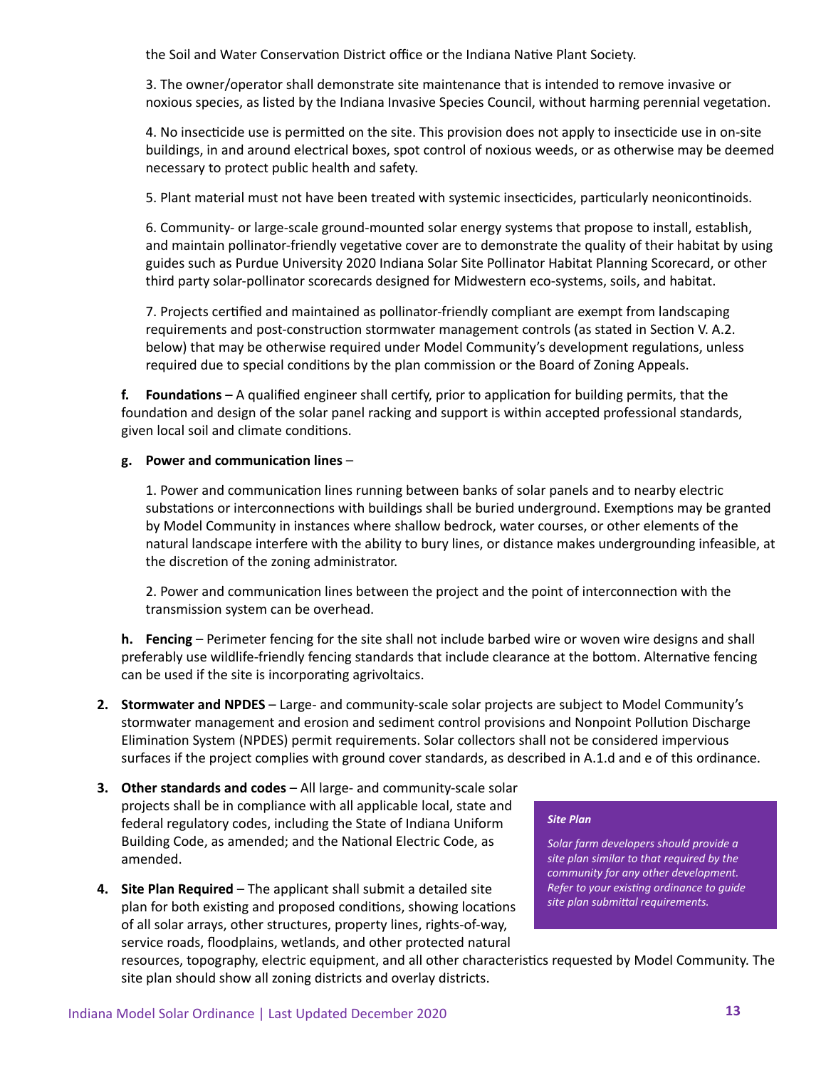the Soil and Water Conservation District office or the Indiana Native Plant Society.

3. The owner/operator shall demonstrate site maintenance that is intended to remove invasive or noxious species, as listed by the Indiana Invasive Species Council, without harming perennial vegetation.

4. No insecticide use is permitted on the site. This provision does not apply to insecticide use in on-site buildings, in and around electrical boxes, spot control of noxious weeds, or as otherwise may be deemed necessary to protect public health and safety.

5. Plant material must not have been treated with systemic insecticides, particularly neonicontinoids.

6. Community- or large-scale ground-mounted solar energy systems that propose to install, establish, and maintain pollinator-friendly vegetative cover are to demonstrate the quality of their habitat by using guides such as Purdue University 2020 Indiana Solar Site Pollinator Habitat Planning Scorecard, or other third party solar-pollinator scorecards designed for Midwestern eco-systems, soils, and habitat.

7. Projects certified and maintained as pollinator-friendly compliant are exempt from landscaping requirements and post-construction stormwater management controls (as stated in Section V. A.2. below) that may be otherwise required under Model Community's development regulations, unless required due to special conditions by the plan commission or the Board of Zoning Appeals.

**f. Foundations** – A qualified engineer shall certify, prior to application for building permits, that the foundation and design of the solar panel racking and support is within accepted professional standards, given local soil and climate conditions.

**g. Power and communication lines** –

1. Power and communication lines running between banks of solar panels and to nearby electric substations or interconnections with buildings shall be buried underground. Exemptions may be granted by Model Community in instances where shallow bedrock, water courses, or other elements of the natural landscape interfere with the ability to bury lines, or distance makes undergrounding infeasible, at the discretion of the zoning administrator.

2. Power and communication lines between the project and the point of interconnection with the transmission system can be overhead.

**h. Fencing** – Perimeter fencing for the site shall not include barbed wire or woven wire designs and shall preferably use wildlife-friendly fencing standards that include clearance at the bottom. Alternative fencing can be used if the site is incorporating agrivoltaics.

2. **Stormwater and NPDES** – Large- and community-scale solar projects are subject to Model Community's stormwater management and erosion and sediment control provisions and Nonpoint Pollution Discharge Elimination System (NPDES) permit requirements. Solar collectors shall not be considered impervious surfaces if the project complies with ground cover standards, as described in A.1.d and e of this ordinance.

3. **Other standards and codes** – All large- and community-scale solar projects shall be in compliance with all applicable local, state and federal regulatory codes, including the State of Indiana Uniform Building Code, as amended; and the National Electric Code, as amended.

4. **Site Plan Required** – The applicant shall submit a detailed site plan for both existing and proposed conditions, showing locations of all solar arrays, other structures, property lines, rights-of-way, service roads, floodplains, wetlands, and other protected natural resources, topography, electric equipment, and all other characteristics requested by Model Community. The site plan should show all zoning districts and overlay districts.

> ***Site Plan***
>
> *Solar farm developers should provide a site plan similar to that required by the community for any other development. Refer to your existing ordinance to guide site plan submittal requirements.*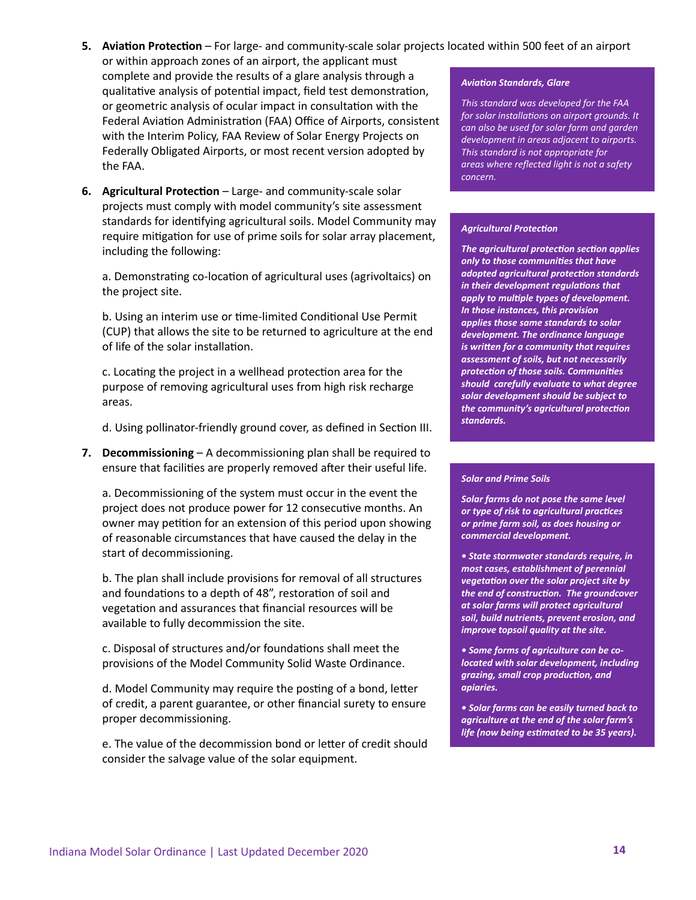5. **Aviation Protection** – For large- and community-scale solar projects located within 500 feet of an airport or within approach zones of an airport, the applicant must complete and provide the results of a glare analysis through a qualitative analysis of potential impact, field test demonstration, or geometric analysis of ocular impact in consultation with the Federal Aviation Administration (FAA) Office of Airports, consistent with the Interim Policy, FAA Review of Solar Energy Projects on Federally Obligated Airports, or most recent version adopted by the FAA.

6. **Agricultural Protection** – Large- and community-scale solar projects must comply with model community's site assessment standards for identifying agricultural soils. Model Community may require mitigation for use of prime soils for solar array placement, including the following:

   a. Demonstrating co-location of agricultural uses (agrivoltaics) on the project site.

   b. Using an interim use or time-limited Conditional Use Permit (CUP) that allows the site to be returned to agriculture at the end of life of the solar installation.

   c. Locating the project in a wellhead protection area for the purpose of removing agricultural uses from high risk recharge areas.

   d. Using pollinator-friendly ground cover, as defined in Section III.

7. **Decommissioning** – A decommissioning plan shall be required to ensure that facilities are properly removed after their useful life.

   a. Decommissioning of the system must occur in the event the project does not produce power for 12 consecutive months. An owner may petition for an extension of this period upon showing of reasonable circumstances that have caused the delay in the start of decommissioning.

   b. The plan shall include provisions for removal of all structures and foundations to a depth of 48", restoration of soil and vegetation and assurances that financial resources will be available to fully decommission the site.

   c. Disposal of structures and/or foundations shall meet the provisions of the Model Community Solid Waste Ordinance.

   d. Model Community may require the posting of a bond, letter of credit, a parent guarantee, or other financial surety to ensure proper decommissioning.

   e. The value of the decommission bond or letter of credit should consider the salvage value of the solar equipment.

***Aviation Standards, Glare***

*This standard was developed for the FAA for solar installations on airport grounds. It can also be used for solar farm and garden development in areas adjacent to airports. This standard is not appropriate for areas where reflected light is not a safety concern.*

***Agricultural Protection***

***The agricultural protection section applies only to those communities that have adopted agricultural protection standards in their development regulations that apply to multiple types of development. In those instances, this provision applies those same standards to solar development. The ordinance language is written for a community that requires assessment of soils, but not necessarily protection of those soils. Communities should carefully evaluate to what degree solar development should be subject to the community's agricultural protection standards.***

***Solar and Prime Soils***

***Solar farms do not pose the same level or type of risk to agricultural practices or prime farm soil, as does housing or commercial development.***

- ***State stormwater standards require, in most cases, establishment of perennial vegetation over the solar project site by the end of construction. The groundcover at solar farms will protect agricultural soil, build nutrients, prevent erosion, and improve topsoil quality at the site.***
- ***Some forms of agriculture can be co-located with solar development, including grazing, small crop production, and apiaries.***
- ***Solar farms can be easily turned back to agriculture at the end of the solar farm's life (now being estimated to be 35 years).***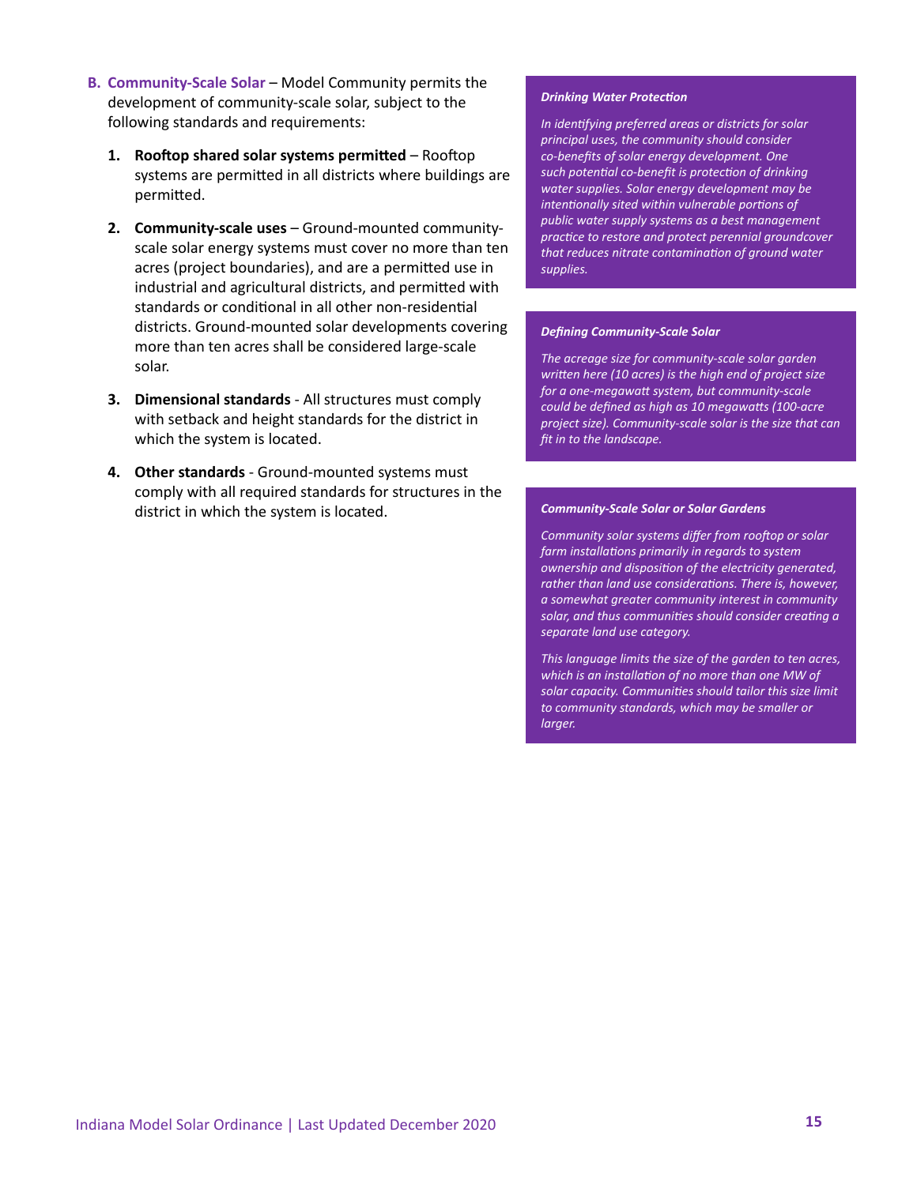**B. Community-Scale Solar** – Model Community permits the development of community-scale solar, subject to the following standards and requirements:

1. **Rooftop shared solar systems permitted** – Rooftop systems are permitted in all districts where buildings are permitted.

2. **Community-scale uses** – Ground-mounted community-scale solar energy systems must cover no more than ten acres (project boundaries), and are a permitted use in industrial and agricultural districts, and permitted with standards or conditional in all other non-residential districts. Ground-mounted solar developments covering more than ten acres shall be considered large-scale solar.

3. **Dimensional standards** - All structures must comply with setback and height standards for the district in which the system is located.

4. **Other standards** - Ground-mounted systems must comply with all required standards for structures in the district in which the system is located.

***Drinking Water Protection***

*In identifying preferred areas or districts for solar principal uses, the community should consider co-benefits of solar energy development. One such potential co-benefit is protection of drinking water supplies. Solar energy development may be intentionally sited within vulnerable portions of public water supply systems as a best management practice to restore and protect perennial groundcover that reduces nitrate contamination of ground water supplies.*

***Defining Community-Scale Solar***

*The acreage size for community-scale solar garden written here (10 acres) is the high end of project size for a one-megawatt system, but community-scale could be defined as high as 10 megawatts (100-acre project size). Community-scale solar is the size that can fit in to the landscape.*

***Community-Scale Solar or Solar Gardens***

*Community solar systems differ from rooftop or solar farm installations primarily in regards to system ownership and disposition of the electricity generated, rather than land use considerations. There is, however, a somewhat greater community interest in community solar, and thus communities should consider creating a separate land use category.*

*This language limits the size of the garden to ten acres, which is an installation of no more than one MW of solar capacity. Communities should tailor this size limit to community standards, which may be smaller or larger.*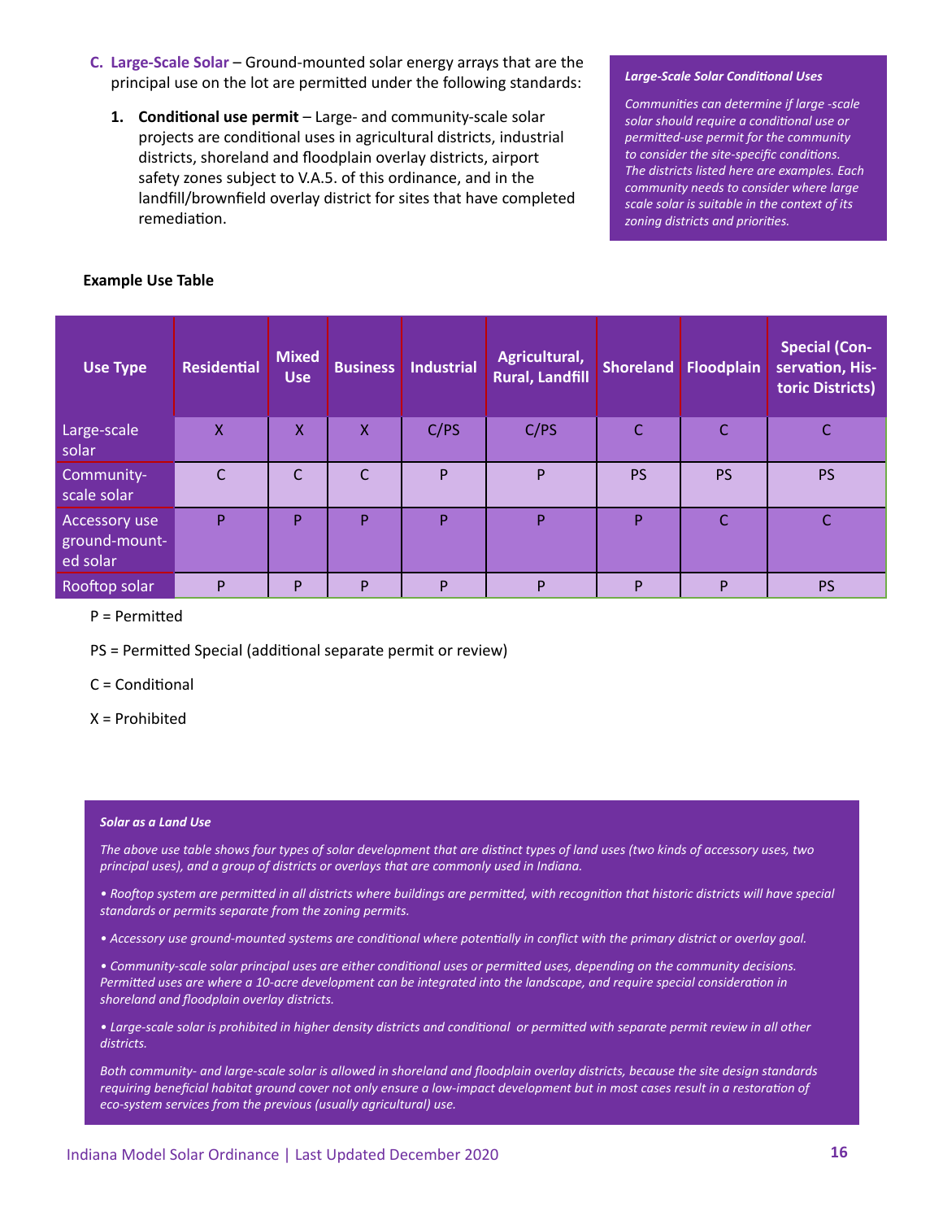**C. Large-Scale Solar** – Ground-mounted solar energy arrays that are the principal use on the lot are permitted under the following standards:

1. **Conditional use permit** – Large- and community-scale solar projects are conditional uses in agricultural districts, industrial districts, shoreland and floodplain overlay districts, airport safety zones subject to V.A.5. of this ordinance, and in the landfill/brownfield overlay district for sites that have completed remediation.

> ***Large-Scale Solar Conditional Uses***
>
> *Communities can determine if large -scale solar should require a conditional use or permitted-use permit for the community to consider the site-specific conditions. The districts listed here are examples. Each community needs to consider where large scale solar is suitable in the context of its zoning districts and priorities.*

**Example Use Table**

| Use Type | Residential | Mixed Use | Business | Industrial | Agricultural, Rural, Landfill | Shoreland | Floodplain | Special (Conservation, Historic Districts) |
|---|---|---|---|---|---|---|---|---|
| Large-scale solar | X | X | X | C/PS | C/PS | C | C | C |
| Community-scale solar | C | C | C | P | P | PS | PS | PS |
| Accessory use ground-mounted solar | P | P | P | P | P | P | C | C |
| Rooftop solar | P | P | P | P | P | P | P | PS |

P = Permitted

PS = Permitted Special (additional separate permit or review)

C = Conditional

X = Prohibited

> ***Solar as a Land Use***
>
> *The above use table shows four types of solar development that are distinct types of land uses (two kinds of accessory uses, two principal uses), and a group of districts or overlays that are commonly used in Indiana.*
>
> *• Rooftop system are permitted in all districts where buildings are permitted, with recognition that historic districts will have special standards or permits separate from the zoning permits.*
>
> *• Accessory use ground-mounted systems are conditional where potentially in conflict with the primary district or overlay goal.*
>
> *• Community-scale solar principal uses are either conditional uses or permitted uses, depending on the community decisions. Permitted uses are where a 10-acre development can be integrated into the landscape, and require special consideration in shoreland and floodplain overlay districts.*
>
> *• Large-scale solar is prohibited in higher density districts and conditional or permitted with separate permit review in all other districts.*
>
> *Both community- and large-scale solar is allowed in shoreland and floodplain overlay districts, because the site design standards requiring beneficial habitat ground cover not only ensure a low-impact development but in most cases result in a restoration of eco-system services from the previous (usually agricultural) use.*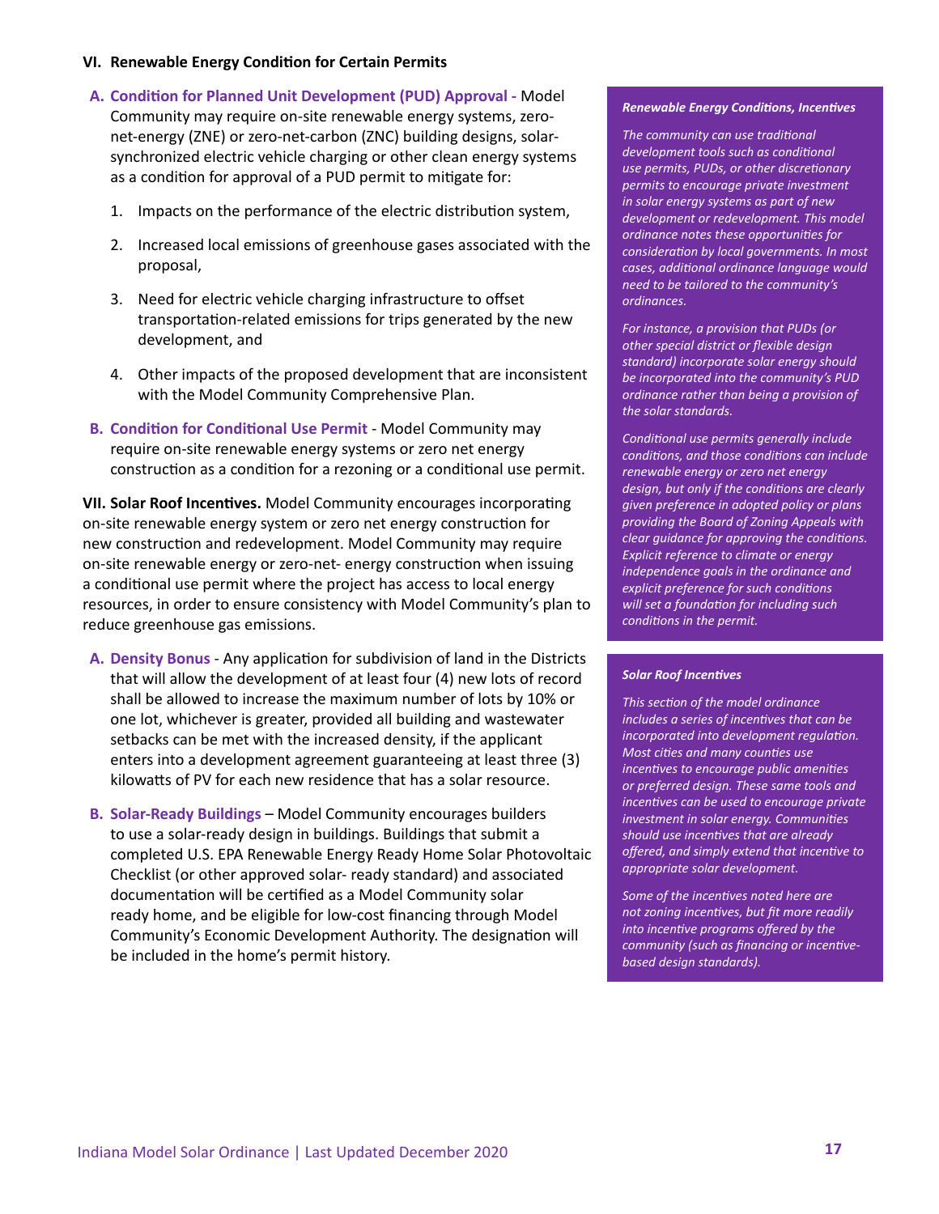## VI. Renewable Energy Condition for Certain Permits

**A. Condition for Planned Unit Development (PUD) Approval -** Model Community may require on-site renewable energy systems, zero-net-energy (ZNE) or zero-net-carbon (ZNC) building designs, solar-synchronized electric vehicle charging or other clean energy systems as a condition for approval of a PUD permit to mitigate for:

1. Impacts on the performance of the electric distribution system,
2. Increased local emissions of greenhouse gases associated with the proposal,
3. Need for electric vehicle charging infrastructure to offset transportation-related emissions for trips generated by the new development, and
4. Other impacts of the proposed development that are inconsistent with the Model Community Comprehensive Plan.

**B. Condition for Conditional Use Permit** - Model Community may require on-site renewable energy systems or zero net energy construction as a condition for a rezoning or a conditional use permit.

**VII. Solar Roof Incentives.** Model Community encourages incorporating on-site renewable energy system or zero net energy construction for new construction and redevelopment. Model Community may require on-site renewable energy or zero-net- energy construction when issuing a conditional use permit where the project has access to local energy resources, in order to ensure consistency with Model Community's plan to reduce greenhouse gas emissions.

**A. Density Bonus** - Any application for subdivision of land in the Districts that will allow the development of at least four (4) new lots of record shall be allowed to increase the maximum number of lots by 10% or one lot, whichever is greater, provided all building and wastewater setbacks can be met with the increased density, if the applicant enters into a development agreement guaranteeing at least three (3) kilowatts of PV for each new residence that has a solar resource.

**B. Solar-Ready Buildings** – Model Community encourages builders to use a solar-ready design in buildings. Buildings that submit a completed U.S. EPA Renewable Energy Ready Home Solar Photovoltaic Checklist (or other approved solar- ready standard) and associated documentation will be certified as a Model Community solar ready home, and be eligible for low-cost financing through Model Community's Economic Development Authority. The designation will be included in the home's permit history.

***Renewable Energy Conditions, Incentives***

*The community can use traditional development tools such as conditional use permits, PUDs, or other discretionary permits to encourage private investment in solar energy systems as part of new development or redevelopment. This model ordinance notes these opportunities for consideration by local governments. In most cases, additional ordinance language would need to be tailored to the community's ordinances.*

*For instance, a provision that PUDs (or other special district or flexible design standard) incorporate solar energy should be incorporated into the community's PUD ordinance rather than being a provision of the solar standards.*

*Conditional use permits generally include conditions, and those conditions can include renewable energy or zero net energy design, but only if the conditions are clearly given preference in adopted policy or plans providing the Board of Zoning Appeals with clear guidance for approving the conditions. Explicit reference to climate or energy independence goals in the ordinance and explicit preference for such conditions will set a foundation for including such conditions in the permit.*

***Solar Roof Incentives***

*This section of the model ordinance includes a series of incentives that can be incorporated into development regulation. Most cities and many counties use incentives to encourage public amenities or preferred design. These same tools and incentives can be used to encourage private investment in solar energy. Communities should use incentives that are already offered, and simply extend that incentive to appropriate solar development.*

*Some of the incentives noted here are not zoning incentives, but fit more readily into incentive programs offered by the community (such as financing or incentive-based design standards).*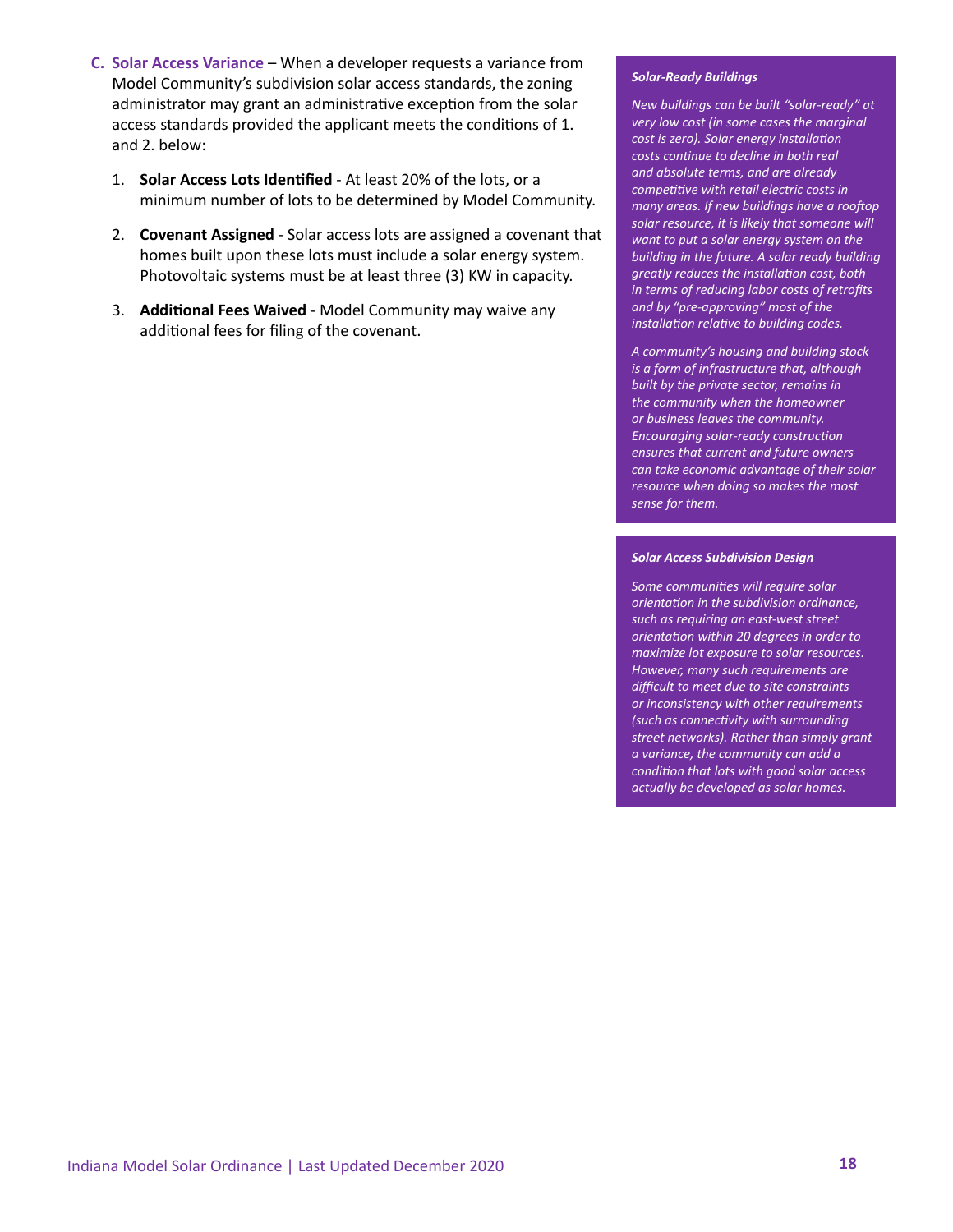**C. Solar Access Variance** – When a developer requests a variance from Model Community's subdivision solar access standards, the zoning administrator may grant an administrative exception from the solar access standards provided the applicant meets the conditions of 1. and 2. below:

1. **Solar Access Lots Identified** - At least 20% of the lots, or a minimum number of lots to be determined by Model Community.

2. **Covenant Assigned** - Solar access lots are assigned a covenant that homes built upon these lots must include a solar energy system. Photovoltaic systems must be at least three (3) KW in capacity.

3. **Additional Fees Waived** - Model Community may waive any additional fees for filing of the covenant.

***Solar-Ready Buildings***

*New buildings can be built "solar-ready" at very low cost (in some cases the marginal cost is zero). Solar energy installation costs continue to decline in both real and absolute terms, and are already competitive with retail electric costs in many areas. If new buildings have a rooftop solar resource, it is likely that someone will want to put a solar energy system on the building in the future. A solar ready building greatly reduces the installation cost, both in terms of reducing labor costs of retrofits and by "pre-approving" most of the installation relative to building codes.*

*A community's housing and building stock is a form of infrastructure that, although built by the private sector, remains in the community when the homeowner or business leaves the community. Encouraging solar-ready construction ensures that current and future owners can take economic advantage of their solar resource when doing so makes the most sense for them.*

***Solar Access Subdivision Design***

*Some communities will require solar orientation in the subdivision ordinance, such as requiring an east-west street orientation within 20 degrees in order to maximize lot exposure to solar resources. However, many such requirements are difficult to meet due to site constraints or inconsistency with other requirements (such as connectivity with surrounding street networks). Rather than simply grant a variance, the community can add a condition that lots with good solar access actually be developed as solar homes.*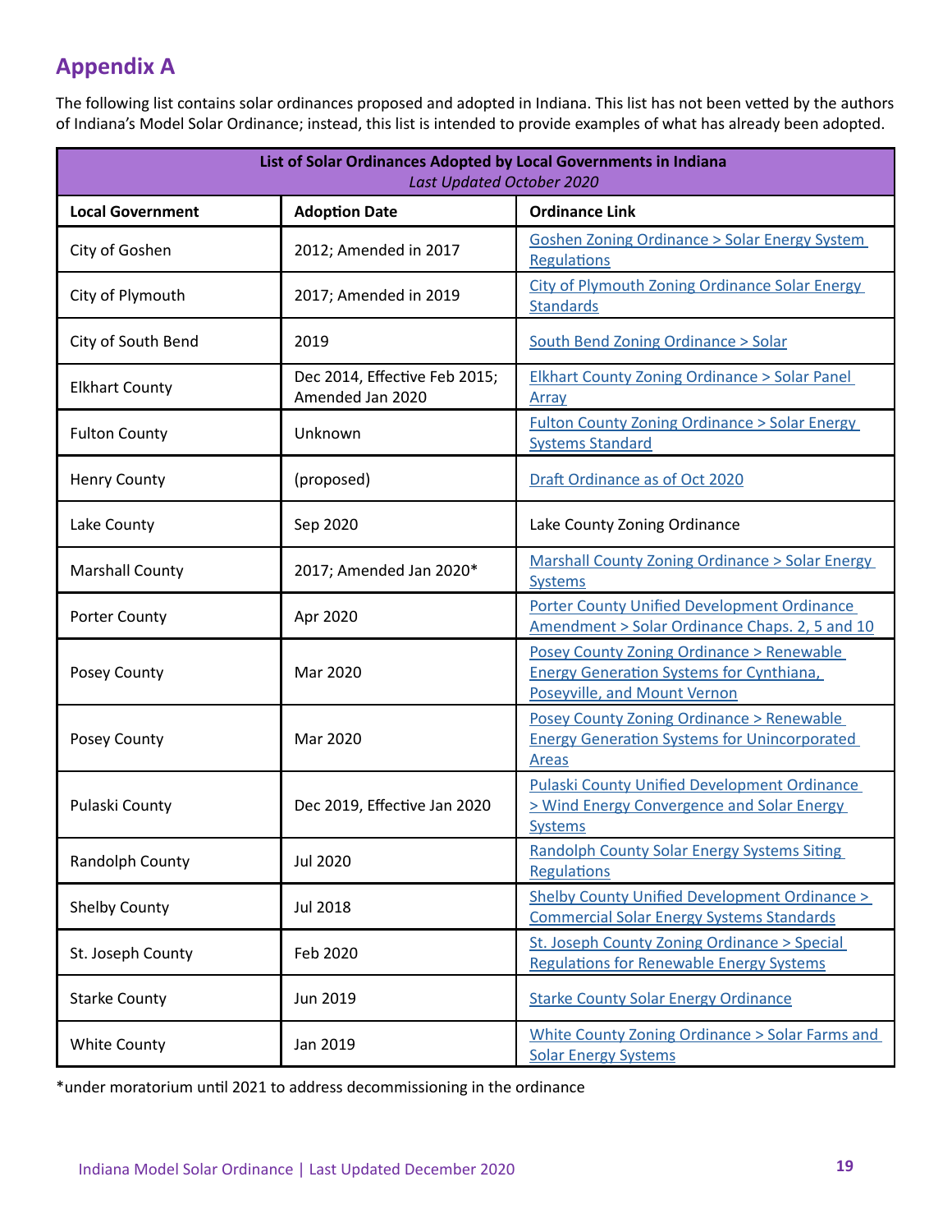## Appendix A

The following list contains solar ordinances proposed and adopted in Indiana. This list has not been vetted by the authors of Indiana's Model Solar Ordinance; instead, this list is intended to provide examples of what has already been adopted.

| **List of Solar Ordinances Adopted by Local Governments in Indiana** *Last Updated October 2020* | | |
|---|---|---|
| **Local Government** | **Adoption Date** | **Ordinance Link** |
| City of Goshen | 2012; Amended in 2017 | Goshen Zoning Ordinance > Solar Energy System Regulations |
| City of Plymouth | 2017; Amended in 2019 | City of Plymouth Zoning Ordinance Solar Energy Standards |
| City of South Bend | 2019 | South Bend Zoning Ordinance > Solar |
| Elkhart County | Dec 2014, Effective Feb 2015; Amended Jan 2020 | Elkhart County Zoning Ordinance > Solar Panel Array |
| Fulton County | Unknown | Fulton County Zoning Ordinance > Solar Energy Systems Standard |
| Henry County | (proposed) | Draft Ordinance as of Oct 2020 |
| Lake County | Sep 2020 | Lake County Zoning Ordinance |
| Marshall County | 2017; Amended Jan 2020* | Marshall County Zoning Ordinance > Solar Energy Systems |
| Porter County | Apr 2020 | Porter County Unified Development Ordinance Amendment > Solar Ordinance Chaps. 2, 5 and 10 |
| Posey County | Mar 2020 | Posey County Zoning Ordinance > Renewable Energy Generation Systems for Cynthiana, Poseyville, and Mount Vernon |
| Posey County | Mar 2020 | Posey County Zoning Ordinance > Renewable Energy Generation Systems for Unincorporated Areas |
| Pulaski County | Dec 2019, Effective Jan 2020 | Pulaski County Unified Development Ordinance > Wind Energy Convergence and Solar Energy Systems |
| Randolph County | Jul 2020 | Randolph County Solar Energy Systems Siting Regulations |
| Shelby County | Jul 2018 | Shelby County Unified Development Ordinance > Commercial Solar Energy Systems Standards |
| St. Joseph County | Feb 2020 | St. Joseph County Zoning Ordinance > Special Regulations for Renewable Energy Systems |
| Starke County | Jun 2019 | Starke County Solar Energy Ordinance |
| White County | Jan 2019 | White County Zoning Ordinance > Solar Farms and Solar Energy Systems |

*under moratorium until 2021 to address decommissioning in the ordinance